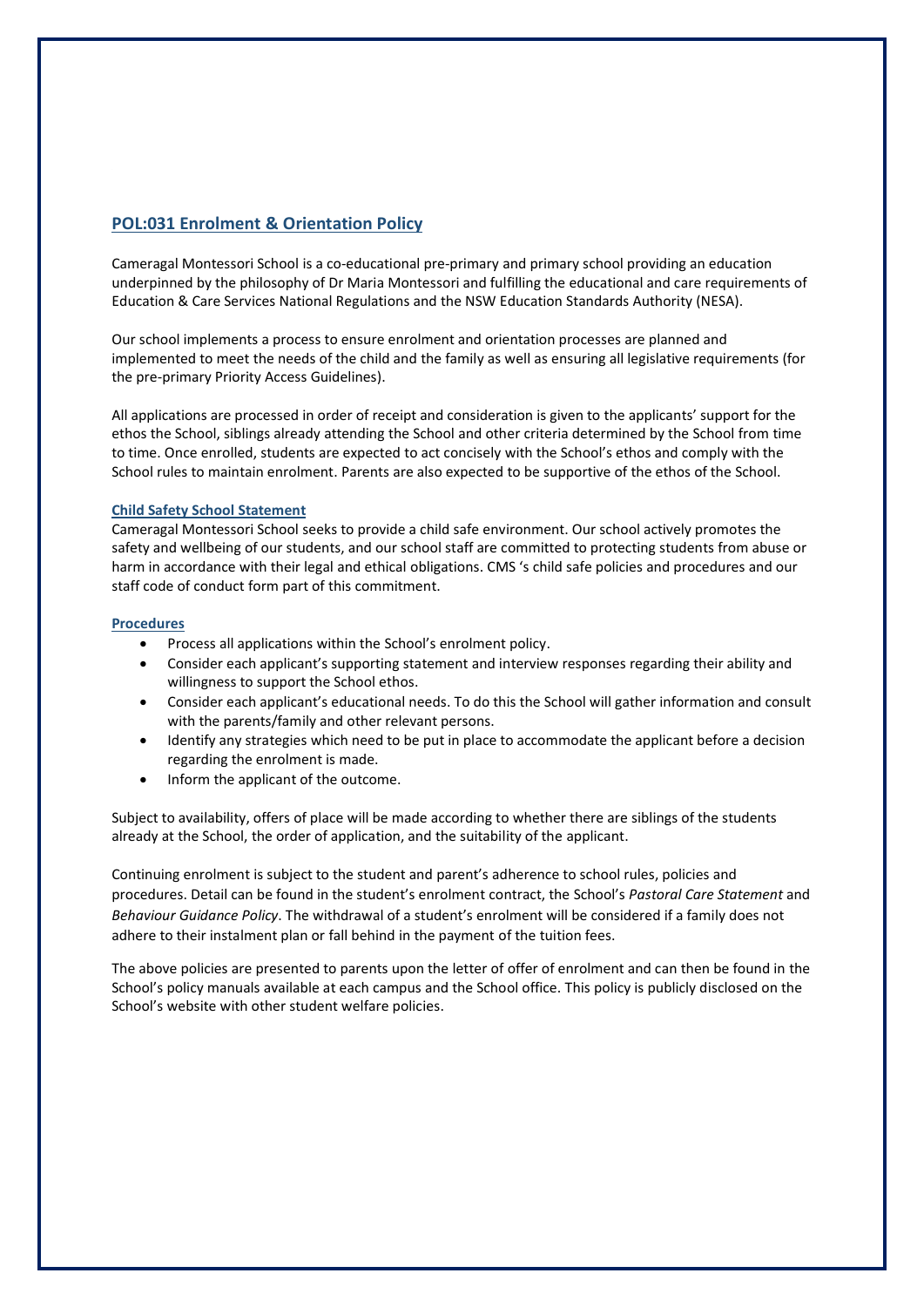## POL:031 Enrolment & Orientation Policy

Cameragal Montessori School is a co-educational pre-primary and primary school providing an education underpinned by the philosophy of Dr Maria Montessori and fulfilling the educational and care requirements of Education & Care Services National Regulations and the NSW Education Standards Authority (NESA).

Our school implements a process to ensure enrolment and orientation processes are planned and implemented to meet the needs of the child and the family as well as ensuring all legislative requirements (for the pre-primary Priority Access Guidelines).

All applications are processed in order of receipt and consideration is given to the applicants' support for the ethos the School, siblings already attending the School and other criteria determined by the School from time to time. Once enrolled, students are expected to act concisely with the School's ethos and comply with the School rules to maintain enrolment. Parents are also expected to be supportive of the ethos of the School.

### Child Safety School Statement

Cameragal Montessori School seeks to provide a child safe environment. Our school actively promotes the safety and wellbeing of our students, and our school staff are committed to protecting students from abuse or harm in accordance with their legal and ethical obligations. CMS 's child safe policies and procedures and our staff code of conduct form part of this commitment.

### Procedures

- Process all applications within the School's enrolment policy.
- Consider each applicant's supporting statement and interview responses regarding their ability and willingness to support the School ethos.
- Consider each applicant's educational needs. To do this the School will gather information and consult with the parents/family and other relevant persons.
- Identify any strategies which need to be put in place to accommodate the applicant before a decision regarding the enrolment is made.
- Inform the applicant of the outcome.

Subject to availability, offers of place will be made according to whether there are siblings of the students already at the School, the order of application, and the suitability of the applicant.

Continuing enrolment is subject to the student and parent's adherence to school rules, policies and procedures. Detail can be found in the student's enrolment contract, the School's *Pastoral Care Statement* and *Behaviour Guidance Policy*. The withdrawal of a student's enrolment will be considered if a family does not adhere to their instalment plan or fall behind in the payment of the tuition fees.

The above policies are presented to parents upon the letter of offer of enrolment and can then be found in the School's policy manuals available at each campus and the School office. This policy is publicly disclosed on the School's website with other student welfare policies.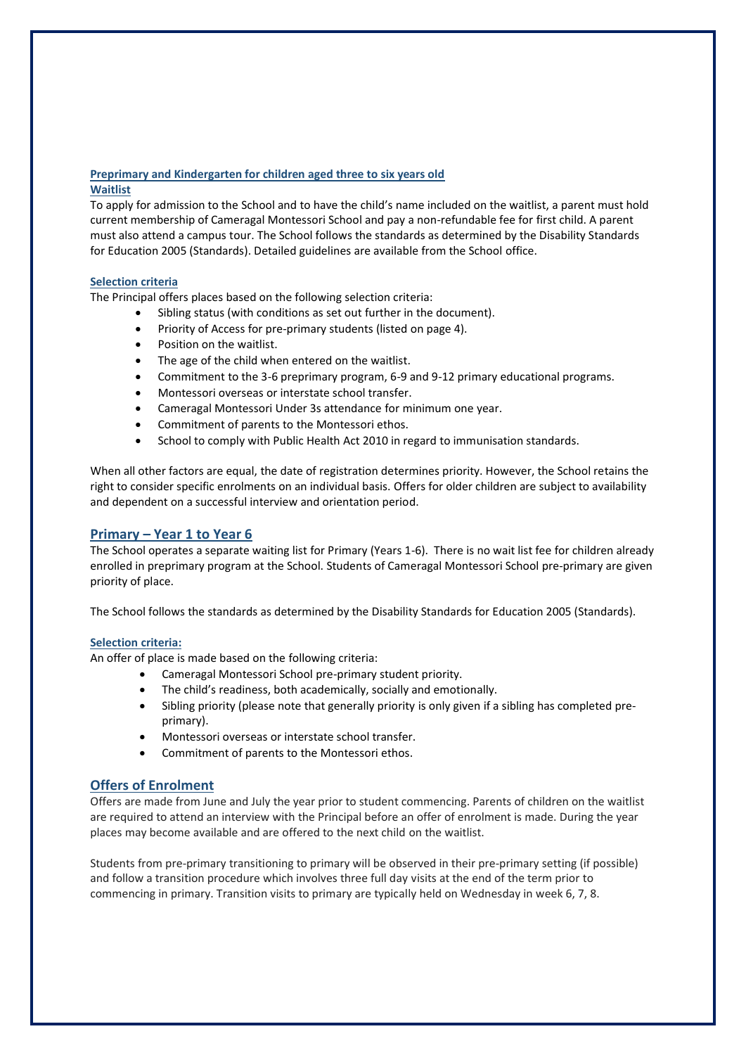### Preprimary and Kindergarten for children aged three to six years old

#### Waitlist

To apply for admission to the School and to have the child's name included on the waitlist, a parent must hold current membership of Cameragal Montessori School and pay a non-refundable fee for first child. A parent must also attend a campus tour. The School follows the standards as determined by the Disability Standards for Education 2005 (Standards). Detailed guidelines are available from the School office.

#### Selection criteria

The Principal offers places based on the following selection criteria:

- Sibling status (with conditions as set out further in the document).
- Priority of Access for pre-primary students (listed on page 4).
- Position on the waitlist.
- The age of the child when entered on the waitlist.
- Commitment to the 3-6 preprimary program, 6-9 and 9-12 primary educational programs.
- Montessori overseas or interstate school transfer.
- Cameragal Montessori Under 3s attendance for minimum one year.
- Commitment of parents to the Montessori ethos.
- School to comply with Public Health Act 2010 in regard to immunisation standards.

When all other factors are equal, the date of registration determines priority. However, the School retains the right to consider specific enrolments on an individual basis. Offers for older children are subject to availability and dependent on a successful interview and orientation period.

## Primary – Year 1 to Year 6

The School operates a separate waiting list for Primary (Years 1-6). There is no wait list fee for children already enrolled in preprimary program at the School. Students of Cameragal Montessori School pre-primary are given priority of place.

The School follows the standards as determined by the Disability Standards for Education 2005 (Standards).

#### Selection criteria:

An offer of place is made based on the following criteria:

- Cameragal Montessori School pre-primary student priority.
- The child's readiness, both academically, socially and emotionally.
- Sibling priority (please note that generally priority is only given if a sibling has completed pre-primary).
- Montessori overseas or interstate school transfer.
- Commitment of parents to the Montessori ethos.

## Offers of Enrolment

Offers are made from June and July the year prior to student commencing. Parents of children on the waitlist are required to attend an interview with the Principal before an offer of enrolment is made. During the year places may become available and are offered to the next child on the waitlist.

Students from pre-primary transitioning to primary will be observed in their pre-primary setting (if possible) and follow a transition procedure which involves three full day visits at the end of the term prior to commencing in primary. Transition visits to primary are typically held on Wednesday in week 6, 7, 8.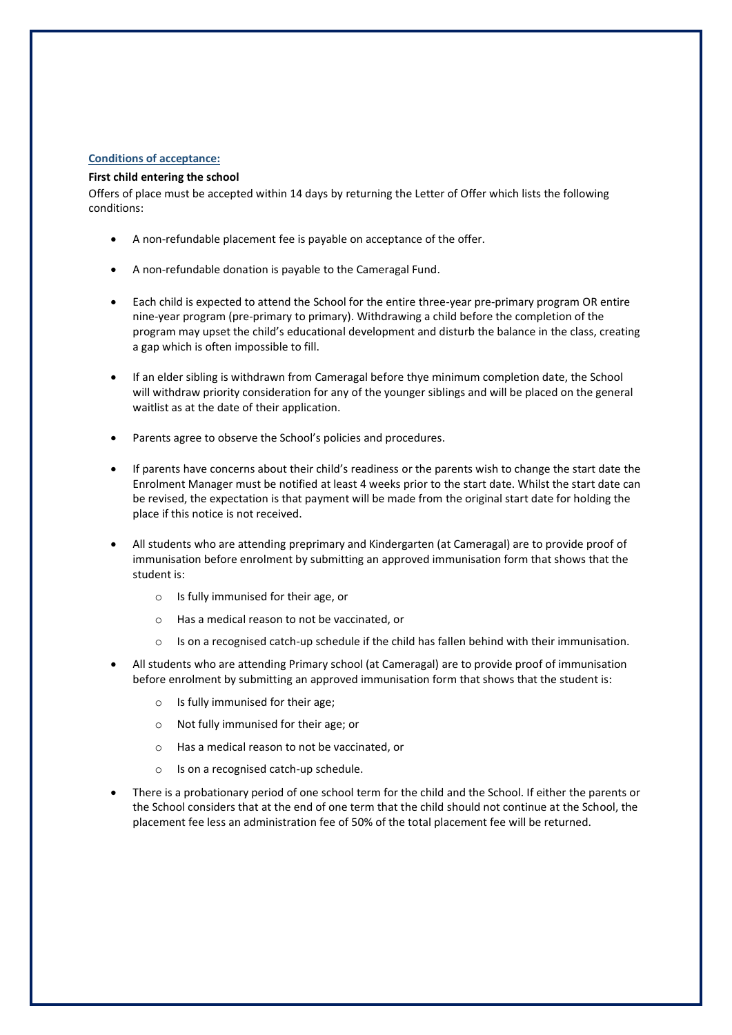**Conditions of acceptance:**

**First child entering the school**

Offers of place must be accepted within 14 days by returning the Letter of Offer which lists the following conditions:

- A non-refundable placement fee is payable on acceptance of the offer.
- A non-refundable donation is payable to the Cameragal Fund.
- Each child is expected to attend the School for the entire three-year pre-primary program OR entire nine-year program (pre-primary to primary). Withdrawing a child before the completion of the program may upset the child's educational development and disturb the balance in the class, creating a gap which is often impossible to fill.
- If an elder sibling is withdrawn from Cameragal before thye minimum completion date, the School will withdraw priority consideration for any of the younger siblings and will be placed on the general waitlist as at the date of their application.
- Parents agree to observe the School's policies and procedures.
- If parents have concerns about their child's readiness or the parents wish to change the start date the Enrolment Manager must be notified at least 4 weeks prior to the start date. Whilst the start date can be revised, the expectation is that payment will be made from the original start date for holding the place if this notice is not received.
- All students who are attending preprimary and Kindergarten (at Cameragal) are to provide proof of immunisation before enrolment by submitting an approved immunisation form that shows that the student is:
  - Is fully immunised for their age, or
  - Has a medical reason to not be vaccinated, or
  - Is on a recognised catch-up schedule if the child has fallen behind with their immunisation.
- All students who are attending Primary school (at Cameragal) are to provide proof of immunisation before enrolment by submitting an approved immunisation form that shows that the student is:
  - Is fully immunised for their age;
  - Not fully immunised for their age; or
  - Has a medical reason to not be vaccinated, or
  - Is on a recognised catch-up schedule.
- There is a probationary period of one school term for the child and the School. If either the parents or the School considers that at the end of one term that the child should not continue at the School, the placement fee less an administration fee of 50% of the total placement fee will be returned.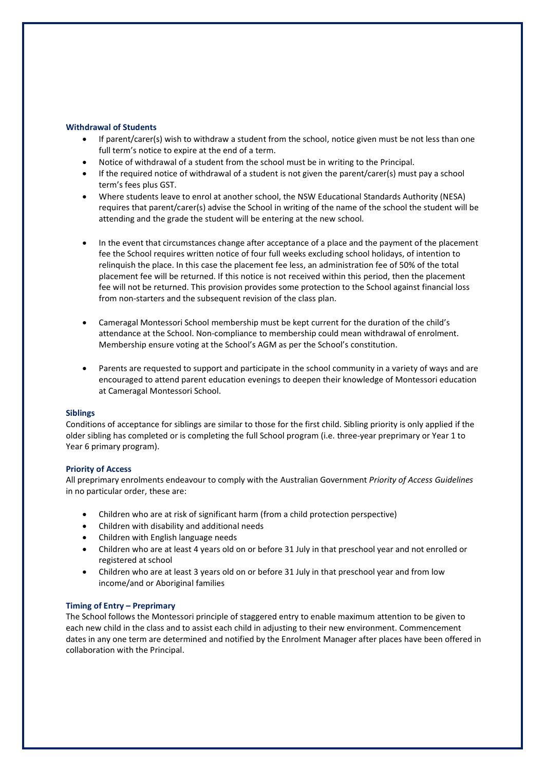### Withdrawal of Students

- If parent/carer(s) wish to withdraw a student from the school, notice given must be not less than one full term's notice to expire at the end of a term.
- Notice of withdrawal of a student from the school must be in writing to the Principal.
- If the required notice of withdrawal of a student is not given the parent/carer(s) must pay a school term's fees plus GST.
- Where students leave to enrol at another school, the NSW Educational Standards Authority (NESA) requires that parent/carer(s) advise the School in writing of the name of the school the student will be attending and the grade the student will be entering at the new school.

- In the event that circumstances change after acceptance of a place and the payment of the placement fee the School requires written notice of four full weeks excluding school holidays, of intention to relinquish the place. In this case the placement fee less, an administration fee of 50% of the total placement fee will be returned. If this notice is not received within this period, then the placement fee will not be returned. This provision provides some protection to the School against financial loss from non-starters and the subsequent revision of the class plan.

- Cameragal Montessori School membership must be kept current for the duration of the child's attendance at the School. Non-compliance to membership could mean withdrawal of enrolment. Membership ensure voting at the School's AGM as per the School's constitution.

- Parents are requested to support and participate in the school community in a variety of ways and are encouraged to attend parent education evenings to deepen their knowledge of Montessori education at Cameragal Montessori School.

### Siblings

Conditions of acceptance for siblings are similar to those for the first child. Sibling priority is only applied if the older sibling has completed or is completing the full School program (i.e. three-year preprimary or Year 1 to Year 6 primary program).

### Priority of Access

All preprimary enrolments endeavour to comply with the Australian Government *Priority of Access Guidelines* in no particular order, these are:

- Children who are at risk of significant harm (from a child protection perspective)
- Children with disability and additional needs
- Children with English language needs
- Children who are at least 4 years old on or before 31 July in that preschool year and not enrolled or registered at school
- Children who are at least 3 years old on or before 31 July in that preschool year and from low income/and or Aboriginal families

### Timing of Entry – Preprimary

The School follows the Montessori principle of staggered entry to enable maximum attention to be given to each new child in the class and to assist each child in adjusting to their new environment. Commencement dates in any one term are determined and notified by the Enrolment Manager after places have been offered in collaboration with the Principal.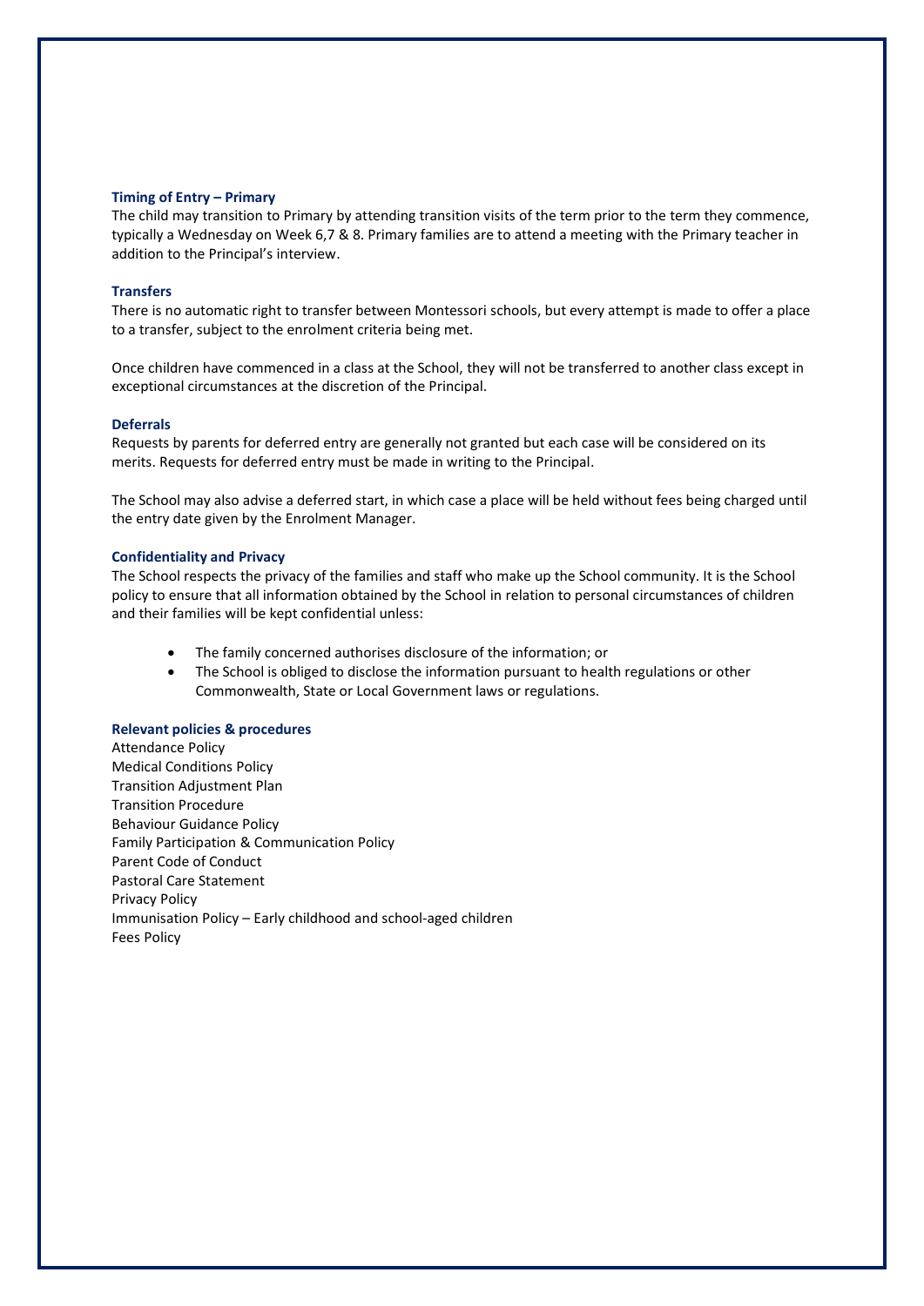### Timing of Entry – Primary

The child may transition to Primary by attending transition visits of the term prior to the term they commence, typically a Wednesday on Week 6,7 & 8. Primary families are to attend a meeting with the Primary teacher in addition to the Principal's interview.

### Transfers

There is no automatic right to transfer between Montessori schools, but every attempt is made to offer a place to a transfer, subject to the enrolment criteria being met.

Once children have commenced in a class at the School, they will not be transferred to another class except in exceptional circumstances at the discretion of the Principal.

### Deferrals

Requests by parents for deferred entry are generally not granted but each case will be considered on its merits. Requests for deferred entry must be made in writing to the Principal.

The School may also advise a deferred start, in which case a place will be held without fees being charged until the entry date given by the Enrolment Manager.

### Confidentiality and Privacy

The School respects the privacy of the families and staff who make up the School community. It is the School policy to ensure that all information obtained by the School in relation to personal circumstances of children and their families will be kept confidential unless:

- The family concerned authorises disclosure of the information; or
- The School is obliged to disclose the information pursuant to health regulations or other Commonwealth, State or Local Government laws or regulations.

### Relevant policies & procedures

Attendance Policy
Medical Conditions Policy
Transition Adjustment Plan
Transition Procedure
Behaviour Guidance Policy
Family Participation & Communication Policy
Parent Code of Conduct
Pastoral Care Statement
Privacy Policy
Immunisation Policy – Early childhood and school-aged children
Fees Policy